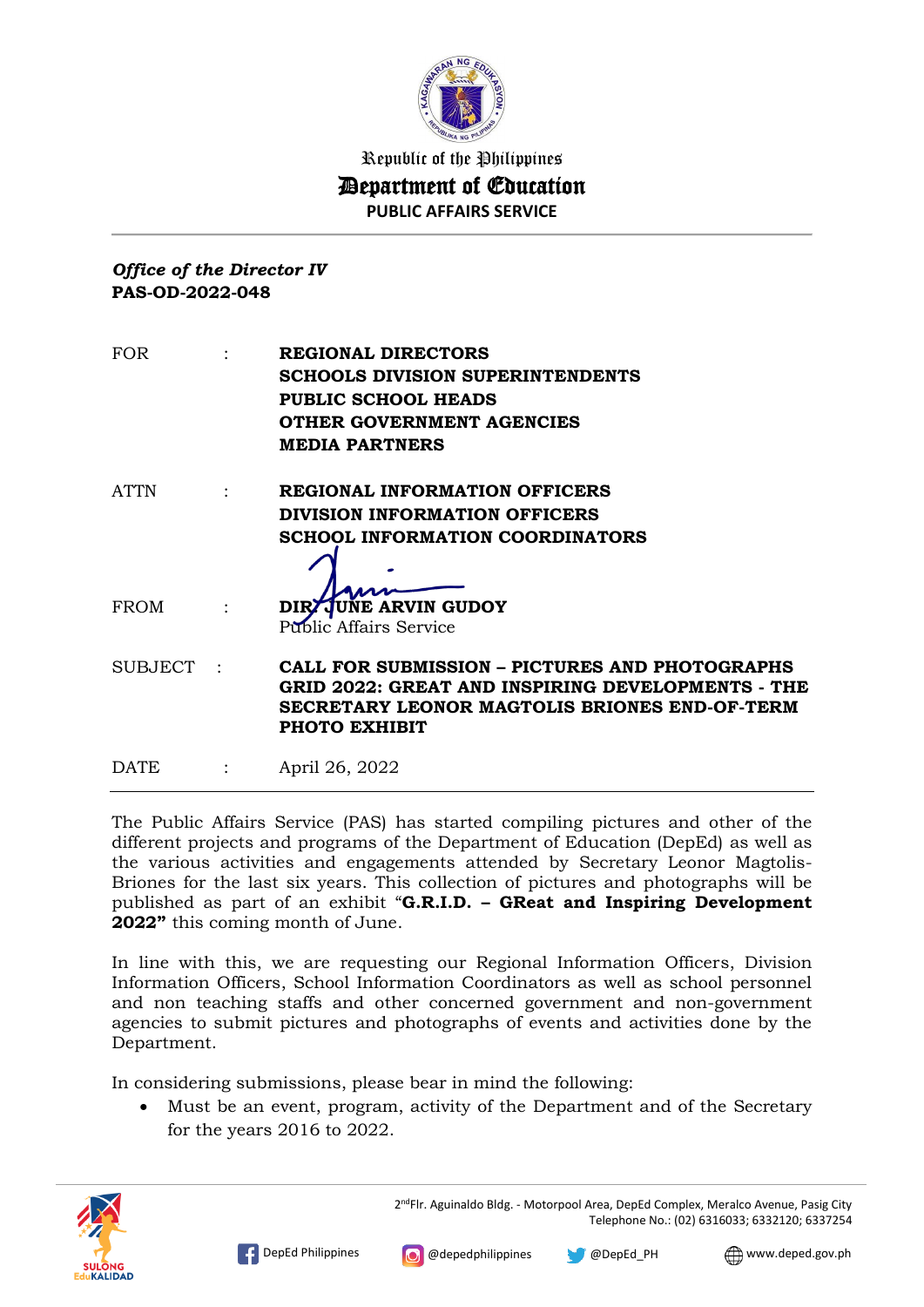Republic of the Philippines

# Department of Education

PUBLIC AFFAIRS SERVICE

***Office of the Director IV***
**PAS-OD-2022-048**

| | | |
|---|---|---|
| FOR | : | **REGIONAL DIRECTORS**<br>**SCHOOLS DIVISION SUPERINTENDENTS**<br>**PUBLIC SCHOOL HEADS**<br>**OTHER GOVERNMENT AGENCIES**<br>**MEDIA PARTNERS** |
| ATTN | : | **REGIONAL INFORMATION OFFICERS**<br>**DIVISION INFORMATION OFFICERS**<br>**SCHOOL INFORMATION COORDINATORS** |
| FROM | : | **DIR. JUNE ARVIN GUDOY**<br>Public Affairs Service |
| SUBJECT | : | **CALL FOR SUBMISSION – PICTURES AND PHOTOGRAPHS GRID 2022: GREAT AND INSPIRING DEVELOPMENTS - THE SECRETARY LEONOR MAGTOLIS BRIONES END-OF-TERM PHOTO EXHIBIT** |
| DATE | : | April 26, 2022 |

The Public Affairs Service (PAS) has started compiling pictures and other of the different projects and programs of the Department of Education (DepEd) as well as the various activities and engagements attended by Secretary Leonor Magtolis-Briones for the last six years. This collection of pictures and photographs will be published as part of an exhibit "**G.R.I.D. – GReat and Inspiring Development 2022"** this coming month of June.

In line with this, we are requesting our Regional Information Officers, Division Information Officers, School Information Coordinators as well as school personnel and non teaching staffs and other concerned government and non-government agencies to submit pictures and photographs of events and activities done by the Department.

In considering submissions, please bear in mind the following:

- Must be an event, program, activity of the Department and of the Secretary for the years 2016 to 2022.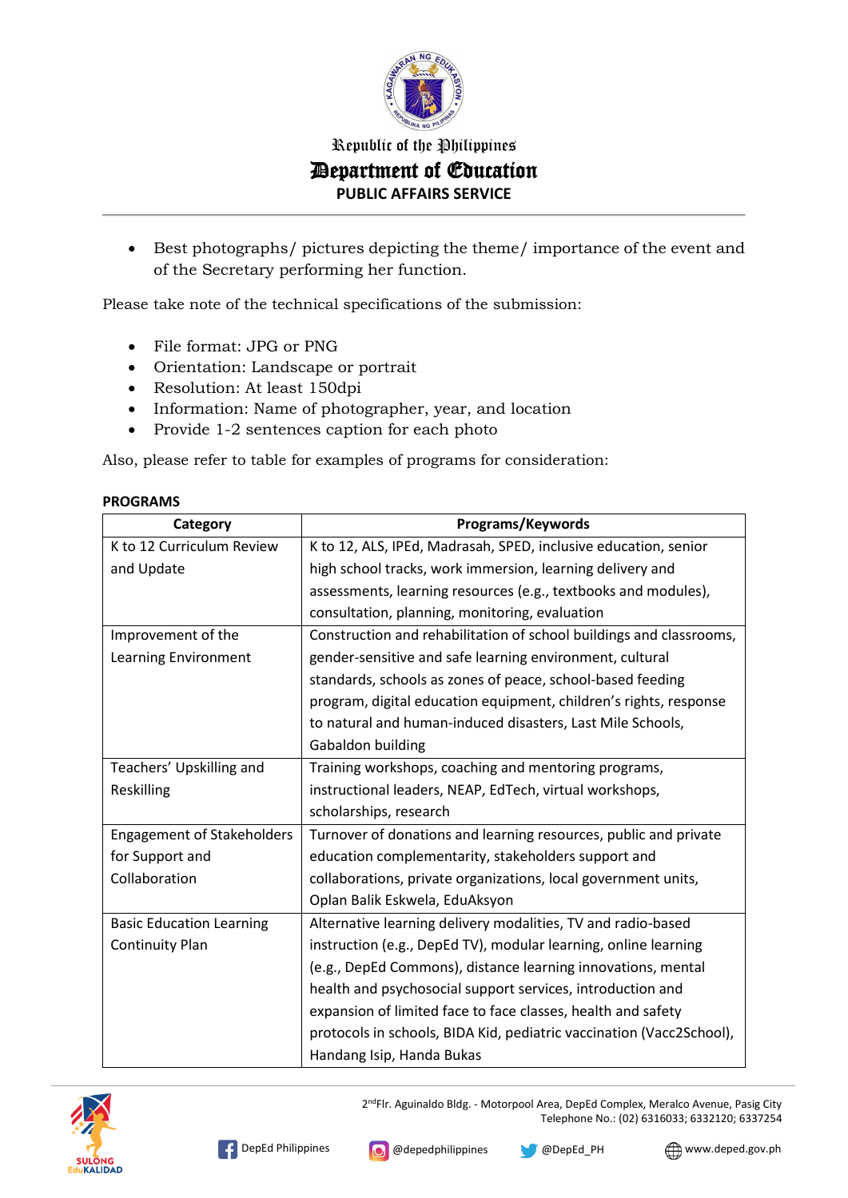- Best photographs/ pictures depicting the theme/ importance of the event and of the Secretary performing her function.

Please take note of the technical specifications of the submission:

- File format: JPG or PNG
- Orientation: Landscape or portrait
- Resolution: At least 150dpi
- Information: Name of photographer, year, and location
- Provide 1-2 sentences caption for each photo

Also, please refer to table for examples of programs for consideration:

**PROGRAMS**

| Category | Programs/Keywords |
|---|---|
| K to 12 Curriculum Review and Update | K to 12, ALS, IPEd, Madrasah, SPED, inclusive education, senior high school tracks, work immersion, learning delivery and assessments, learning resources (e.g., textbooks and modules), consultation, planning, monitoring, evaluation |
| Improvement of the Learning Environment | Construction and rehabilitation of school buildings and classrooms, gender-sensitive and safe learning environment, cultural standards, schools as zones of peace, school-based feeding program, digital education equipment, children's rights, response to natural and human-induced disasters, Last Mile Schools, Gabaldon building |
| Teachers' Upskilling and Reskilling | Training workshops, coaching and mentoring programs, instructional leaders, NEAP, EdTech, virtual workshops, scholarships, research |
| Engagement of Stakeholders for Support and Collaboration | Turnover of donations and learning resources, public and private education complementarity, stakeholders support and collaborations, private organizations, local government units, Oplan Balik Eskwela, EduAksyon |
| Basic Education Learning Continuity Plan | Alternative learning delivery modalities, TV and radio-based instruction (e.g., DepEd TV), modular learning, online learning (e.g., DepEd Commons), distance learning innovations, mental health and psychosocial support services, introduction and expansion of limited face to face classes, health and safety protocols in schools, BIDA Kid, pediatric vaccination (Vacc2School), Handang Isip, Handa Bukas |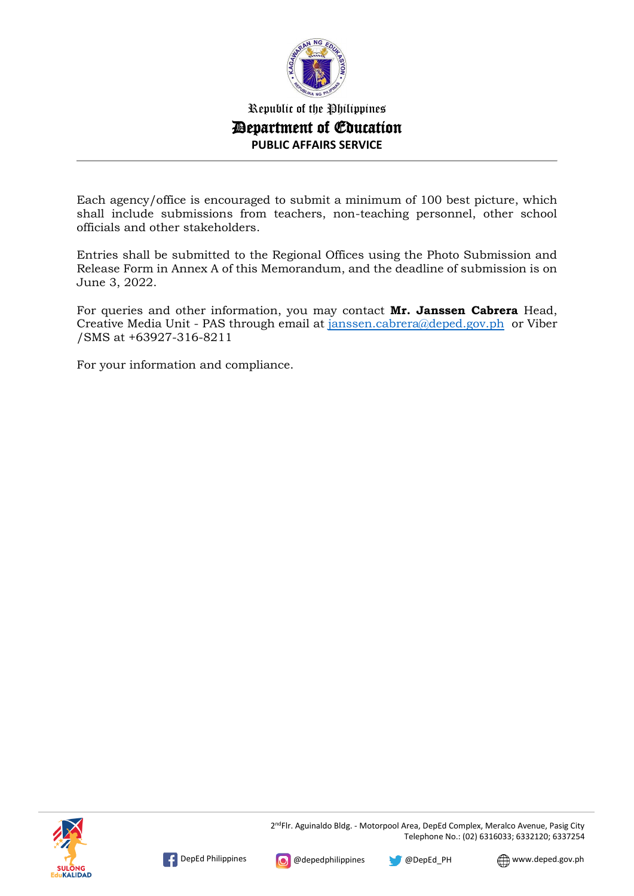Each agency/office is encouraged to submit a minimum of 100 best picture, which shall include submissions from teachers, non-teaching personnel, other school officials and other stakeholders.

Entries shall be submitted to the Regional Offices using the Photo Submission and Release Form in Annex A of this Memorandum, and the deadline of submission is on June 3, 2022.

For queries and other information, you may contact **Mr. Janssen Cabrera** Head, Creative Media Unit - PAS through email at janssen.cabrera@deped.gov.ph or Viber /SMS at +63927-316-8211

For your information and compliance.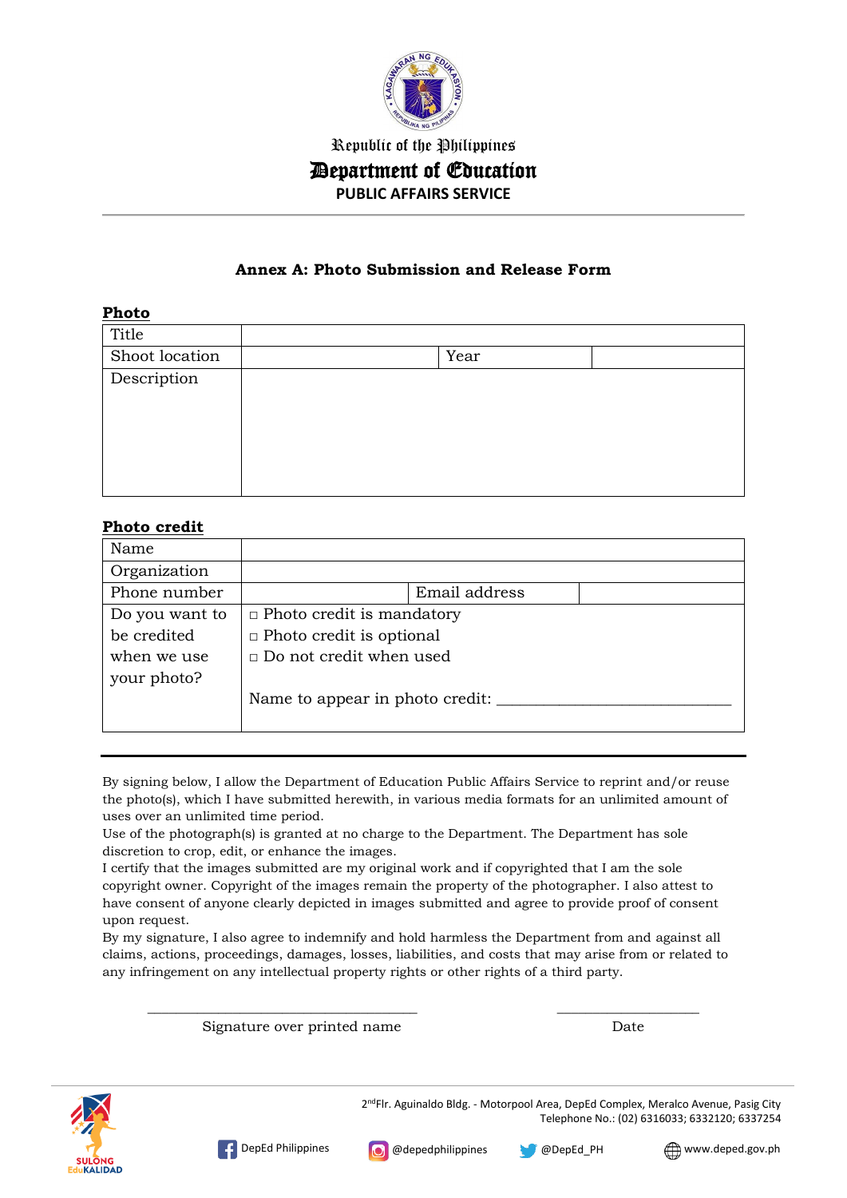Republic of the Philippines

Department of Education

PUBLIC AFFAIRS SERVICE

## Annex A: Photo Submission and Release Form

**Photo**

| | | | |
|---|---|---|---|
| Title | | | |
| Shoot location | | Year | |
| Description | | | |

**Photo credit**

| | | | |
|---|---|---|---|
| Name | | | |
| Organization | | | |
| Phone number | | Email address | |
| Do you want to be credited when we use your photo? | □ Photo credit is mandatory<br>□ Photo credit is optional<br>□ Do not credit when used<br><br>Name to appear in photo credit: ___________________________ | | |

By signing below, I allow the Department of Education Public Affairs Service to reprint and/or reuse the photo(s), which I have submitted herewith, in various media formats for an unlimited amount of uses over an unlimited time period.

Use of the photograph(s) is granted at no charge to the Department. The Department has sole discretion to crop, edit, or enhance the images.

I certify that the images submitted are my original work and if copyrighted that I am the sole copyright owner. Copyright of the images remain the property of the photographer. I also attest to have consent of anyone clearly depicted in images submitted and agree to provide proof of consent upon request.

By my signature, I also agree to indemnify and hold harmless the Department from and against all claims, actions, proceedings, damages, losses, liabilities, and costs that may arise from or related to any infringement on any intellectual property rights or other rights of a third party.

_________________________________ ____________________

Signature over printed name Date